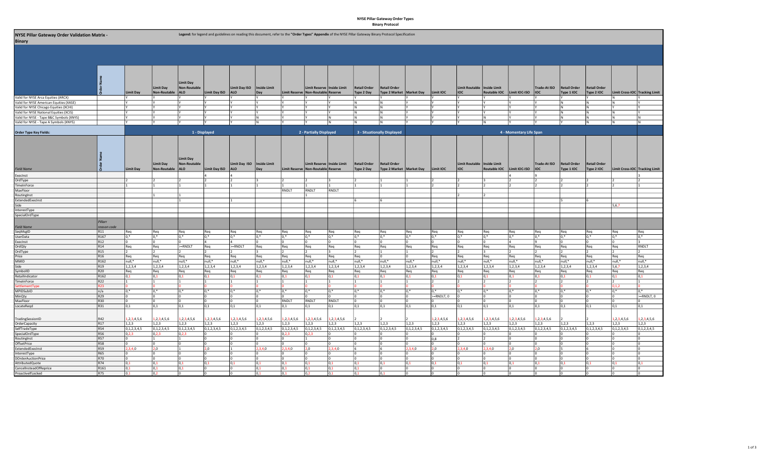# NYSE Pillar Gateway Order Validation Matrix - Binary

**Legend:** for legend and guidelines on reading this document, refer to the "**Order Types**" **Appendix** of the NYSE Pillar Gateway Binary Protocol Specification

| | Order Name | Limit Day | Limit Day Non-Routable | Limit Day Non-Routable ALO | Limit Day ISO | Limit Day ISO ALO | Inside Limit Day | Limit Reserve | Limit Reserve Non-Routable | Inside Limit Reserve | Retail Order Type 2 Day | Retail Order Type 2 Market | Market Day | Limit IOC | Limit Routable IOC | Inside Limit Routable IOC | Limit IOC-ISO | Trade-At ISO IOC | Retail Order Type 1 IOC | Retail Order Type 2 IOC | Limit Cross-IOC | Tracking Limit |
|---|---|---|---|---|---|---|---|---|---|---|---|---|---|---|---|---|---|---|---|---|---|---|
| Valid for NYSE Arca Equities (ARCX) | | Y | Y | Y | Y | Y | Y | Y | Y | Y | Y | Y | Y | Y | Y | Y | Y | Y | Y | Y | N | Y |
| Valid for NYSE American Equities (XASE) | | Y | Y | Y | Y | Y | Y | Y | Y | Y | N | N | Y | Y | Y | Y | Y | Y | N | N | N | Y |
| Valid for NYSE Chicago Equities (XCHI) | | Y | Y | Y | Y | Y | Y | Y | Y | Y | N | N | Y | Y | Y | Y | Y | Y | N | N | Y | Y |
| Valid for NYSE National Equities (XCIS) | | Y | Y | Y | Y | Y | Y | Y | Y | Y | N | N | Y | Y | Y | Y | Y | Y | N | N | N | Y |
| Valid for NYSE - Tape B&C Symbols (XNYS) | | Y | Y | Y | Y | Y | N | Y | Y | N | N | N | Y | Y | Y | N | Y | Y | N | N | N | N |
| Valid for NYSE - Tape A Symbols (XNYS) | | Y | Y | Y | Y | Y | N | Y | Y | N | N | N | Y | Y | Y | N | Y | Y | Y | N | N | N |

**Order Type Key Fields:**

| | | 1 - Displayed | | | | | | 2 - Partially Displayed | | | 3 - Situationally Displayed | | | 4 - Momentary Life Span | | | | | | | | |
|---|---|---|---|---|---|---|---|---|---|---|---|---|---|---|---|---|---|---|---|---|---|---|
| *Field Name* | Order Name | Limit Day | Limit Day Non-Routable | Limit Day Non-Routable ALO | Limit Day ISO | Limit Day ISO ALO | Inside Limit Day | Limit Reserve | Limit Reserve Non-Routable | Inside Limit Reserve | Retail Order Type 2 Day | Retail Order Type 2 Market | Market Day | Limit IOC | Limit Routable IOC | Inside Limit Routable IOC | Limit IOC-ISO | Trade-At ISO IOC | Retail Order Type 1 IOC | Retail Order Type 2 IOC | Limit Cross-IOC | Tracking Limit |
| ExecInst | | | | | 4 | 4 | | | | | | | | | | | 4 | 9 | | | | 3 |
| OrdType | | 2 | 2 | 2 | 2 | 2 | 3 | 2 | 2 | 3 | 2 | 1 | 1 | 2 | 2 | 3 | 2 | 2 | 2 | 2 | 2 | 2 |
| TimeInForce | | 1 | 1 | 1 | 1 | 1 | 1 | 1 | 1 | 1 | 1 | 1 | 1 | 2 | 2 | 2 | 2 | 2 | 2 | 2 | 2 | 1 |
| MaxFloor | | | | | | | | RNDLT | RNDLT | RNDLT | | | | | | | | | | | | |
| RoutingInst | | | 1 | 1 | | | | | 1 | | | | | | 2 | 2 | | | | | | |
| ExtendedExecInst | | | | 1 | | 1 | | | | | 6 | 6 | | | | | | | 5 | 6 | | |
| Side | | | | | | | | | | | | | | | | | | | | | 5,6,7 | |
| InterestType | | | | | | | | | | | | | | | | | | | | | | |
| SpecialOrdType | | | | | | | | | | | | | | | | | | | | | | |

| *Field Name* | *Pillar reason code* | Limit Day | Limit Day Non-Routable | Limit Day Non-Routable ALO | Limit Day ISO | Limit Day ISO ALO | Inside Limit Day | Limit Reserve | Limit Reserve Non-Routable | Inside Limit Reserve | Retail Order Type 2 Day | Retail Order Type 2 Market | Market Day | Limit IOC | Limit Routable IOC | Inside Limit Routable IOC | Limit IOC-ISO | Trade-At ISO IOC | Retail Order Type 1 IOC | Retail Order Type 2 IOC | Limit Cross-IOC | Tracking Limit |
|---|---|---|---|---|---|---|---|---|---|---|---|---|---|---|---|---|---|---|---|---|---|---|
| SeqMsgID | R11 | Req | Req | Req | Req | Req | Req | Req | Req | Req | Req | Req | Req | Req | Req | Req | Req | Req | Req | Req | Req | Req |
| UserData | R167 | 0,* | 0,* | 0,* | 0,* | 0,* | 0,* | 0,* | 0,* | 0,* | 0,* | 0,* | 0,* | 0,* | 0,* | 0,* | 0,* | 0,* | 0,* | 0,* | 0,* | 0,* |
| ExecInst | R12 | 0 | 0 | 0 | 4 | 4 | 0 | 0 | 0 | 0 | 0 | 0 | 0 | 0 | 0 | 0 | 4 | 9 | 0 | 0 | 0 | 3 |
| OrdQty | R14 | Req | Req | >=RNDLT | Req | >=RNDLT | Req | Req | Req | Req | Req | Req | Req | Req | Req | Req | Req | Req | Req | Req | Req | RNDLT |
| OrdType | R15 | 2 | 2 | 2 | 2 | 2 | 3 | 2 | 2 | 3 | 2 | 1 | 1 | 2 | 2 | 3 | 2 | 2 | 2 | 2 | 2 | 2 |
| Price | R16 | Req | Req | Req | Req | Req | Req | Req | Req | Req | Req | 0 | 0 | Req | Req | Req | Req | Req | Req | Req | Req | Req |
| MMID | R162 | null,* | null,* | null,* | null,* | null,* | null,* | null,* | null,* | null,* | null,* | null,* | null,* | null,* | null,* | null,* | null,* | null,* | null,* | null,* | null,* | null,* |
| Side | R19 | 1,2,3,4 | 1,2,3,4 | 1,2,3,4 | 1,2,3,4 | 1,2,3,4 | 1,2,3,4 | 1,2,3,4 | 1,2,3,4 | 1,2,3,4 | 1,2,3,4 | 1,2,3,4 | 1,2,3,4 | 1,2,3,4 | 1,2,3,4 | 1,2,3,4 | 1,2,3,4 | 1,2,3,4 | 1,2,3,4 | 1,2,3,4 | 5,6,7 | 1,2,3,4 |
| SymbolID | R20 | Req | Req | Req | Req | Req | Req | Req | Req | Req | Req | Req | Req | Req | Req | Req | Req | Req | Req | Req | Req | Req |
| RetailIndicator | R162 | 0,1 | 0,1 | 0,1 | 0,1 | 0,1 | 0,1 | 0,1 | 0,1 | 0,1 | 0,1 | 0,1 | 0,1 | 0,1 | 0,1 | 0,1 | 0,1 | 0,1 | 0,1 | 0,1 | 0,1 | 0,1 |
| TimeInForce | R22 | 1 | 1 | 1 | 1 | 1 | 1 | 1 | 1 | 1 | 1 | 1 | 1 | 2 | 2 | 2 | 2 | 2 | 2 | 2 | 2 | 1 |
| SettlementType | R23 | 0 | 0 | 0 | 0 | 0 | 0 | 0 | 0 | 0 | 0 | 0 | 0 | 0 | 0 | 0 | 0 | 0 | 0 | 0 | 0,1,2 | 0 |
| MPIDSubID | n/a | 0,* | 0,* | 0,* | 0,* | 0,* | 0,* | 0,* | 0,* | 0,* | 0,* | 0,* | 0,* | 0,* | 0,* | 0,* | 0,* | 0,* | 0,* | 0,* | 0,* | 0,* |
| MinQty | R29 | 0 | 0 | 0 | 0 | 0 | 0 | 0 | 0 | 0 | 0 | 0 | 0 | >=RNDLT, 0 | 0 | 0 | 0 | 0 | 0 | 0 | 0 | >=RNDLT, 0 |
| MaxFloor | R30 | 0 | 0 | 0 | 0 | 0 | 0 | RNDLT | RNDLT | RNDLT | 0 | 0 | 0 | 0 | 0 | 0 | 0 | 0 | 0 | 0 | 0 | 0 |
| LocateReqd | R31 | 0,1 | 0,1 | 0,1 | 0,1 | 0,1 | 0,1 | 0,1 | 0,1 | 0,1 | 0,1 | 0,1 | 0,1 | 0,1 | 0,1 | 0,1 | 0,1 | 0,1 | 0,1 | 0,1 | 0,1 | 0,1 |
| TradingSessionID | R42 | 1,2,3,4,5,6 | 1,2,3,4,5,6 | 1,2,3,4,5,6 | 1,2,3,4,5,6 | 1,2,3,4,5,6 | 1,2,3,4,5,6 | 1,2,3,4,5,6 | 1,2,3,4,5,6 | 1,2,3,4,5,6 | 2 | 2 | 2 | 1,2,3,4,5,6 | 1,2,3,4,5,6 | 1,2,3,4,5,6 | 1,2,3,4,5,6 | 1,2,3,4,5,6 | 2 | 2 | 1,2,3,4,5,6 | 1,2,3,4,5,6 |
| OrderCapacity | R17 | 1,2,3 | 1,2,3 | 1,2,3 | 1,2,3 | 1,2,3 | 1,2,3 | 1,2,3 | 1,2,3 | 1,2,3 | 1,2,3 | 1,2,3 | 1,2,3 | 1,2,3 | 1,2,3 | 1,2,3 | 1,2,3 | 1,2,3 | 1,2,3 | 1,2,3 | 1,2,3 | 1,2,3 |
| SelfTradeType | R54 | 0,1,2,3,4,5 | 0,1,2,3,4,5 | 0,1,2,3,4,5 | 0,1,2,3,4,5 | 0,1,2,3,4,5 | 0,1,2,3,4,5 | 0,1,2,3,4,5 | 0,1,2,3,4,5 | 0,1,2,3,4,5 | 0,1,2,3,4,5 | 0,1,2,3,4,5 | 0,1,2,3,4,5 | 0,1,2,3,4,5 | 0,1,2,3,4,5 | 0,1,2,3,4,5 | 0,1,2,3,4,5 | 0,1,2,3,4,5 | 0,1,2,3,4,5 | 0,1,2,3,4,5 | 0,1,2,3,4,5 | 0,1,2,3,4,5 |
| SpecialOrdType | R56 | 0,2,3 | 0,2,3 | 0,2,3 | 0 | 0 | 0 | 0,2,3 | 0,2,3 | 0 | 0 | 0 | 0 | 0 | 0 | 0 | 0 | 0 | 0 | 0 | 0 | 0 |
| RoutingInst | R57 | 0 | 1 | 1 | 0 | 0 | 0 | 0 | 1 | 0 | 0 | 0 | 0 | 0,8 | 2 | 2 | 0 | 0 | 0 | 0 | 0 | 0 |
| OffsetPrice | R58 | 0 | 0 | 0 | 0 | 0 | 0 | 0 | 0 | 0 | 0 | 0 | 0 | 0 | 0 | 0 | 0 | 0 | 0 | 0 | 0 | 0 |
| ExtendedExecInst | R59 | 2,3,4,0 | 2,0 | 1 | 2,0 | 1 | 2,3,4,0 | 2,3,4,0 | 2,0 | 2,3,4,0 | 6 | 6 | 2,3,4,0 | 2,0 | 2,3,4,0 | 2,3,4,0 | 2,0 | 2,0 | 5 | 6 | 0 | 0 |
| InterestType | R65 | 0 | 0 | 0 | 0 | 0 | 0 | 0 | 0 | 0 | 0 | 0 | 0 | 0 | 0 | 0 | 0 | 0 | 0 | 0 | 0 | 0 |
| DOrderAuctionPrice | R70 | 0 | 0 | 0 | 0 | 0 | 0 | 0 | 0 | 0 | 0 | 0 | 0 | 0 | 0 | 0 | 0 | 0 | 0 | 0 | 0 | 0 |
| AttributedQuote | R74 | 0,1 | 0,1 | 0,1 | 0,1 | 0,1 | 0,1 | 0,1 | 0,1 | 0,1 | 0,1 | 0,1 | 0,1 | 0,1 | 0,1 | 0,1 | 0,1 | 0,1 | 0,1 | 0,1 | 0,1 | 0,1 |
| CancelInsteadOfReprice | R161 | 0,1 | 0,1 | 0,1 | 0 | 0 | 0,1 | 0,1 | 0,1 | 0,1 | 0,1 | 0 | 0 | 0 | 0 | 0 | 0 | 0 | 0 | 0 | 0 | 0 |
| ProactiveIfLocked | R75 | 0,1 | 0,2 | 0 | 0 | 0 | 0,1 | 0,1 | 0,2 | 0,1 | 0,1 | 0,1 | 0 | 0 | 0 | 0 | 0 | 0 | 0 | 0 | 0 | 0 |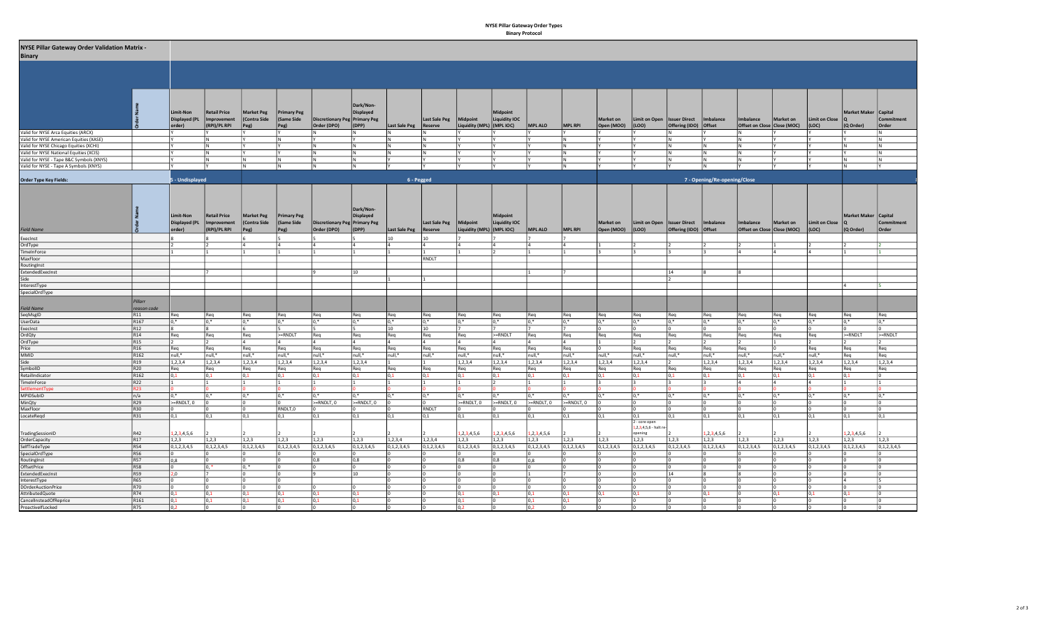# NYSE Pillar Gateway Order Types

## Binary Protocol

## NYSE Pillar Gateway Order Validation Matrix - Binary

| | Order Name | Limit-Non Displayed (PL order) | Retail Price Improvement (RPI)/PL RPI | Market Peg (Contra Side Peg) | Primary Peg (Same Side Peg) | Discretionary Peg Order (DPO) | Dark/Non-Displayed Primary Peg (DPP) | Last Sale Peg | Last Sale Peg Reserve | Midpoint Liquidity (MPL) | Midpoint Liquidity IOC (MPL IOC) | MPL ALO | MPL RPI | Market on Open (MOO) | Limit on Open (LOO) | Issuer Direct Offering (IDO) | Imbalance Offset | Imbalance Offset on Close | Market on Close (MOC) | Limit on Close (LOC) | Market Maker Q (Q Order) | Capital Commitment Order |
|---|---|---|---|---|---|---|---|---|---|---|---|---|---|---|---|---|---|---|---|---|---|---|
| Valid for NYSE Arca Equities (ARCX) | | Y | Y | Y | Y | N | N | N | N | Y | Y | Y | Y | Y | Y | N | Y | N | Y | Y | Y | N |
| Valid for NYSE American Equities (XASE) | | Y | N | Y | N | Y | Y | N | N | Y | Y | Y | N | Y | Y | N | Y | N | Y | Y | Y | N |
| Valid for NYSE Chicago Equities (XCHI) | | Y | N | Y | Y | N | N | N | N | Y | Y | Y | N | Y | Y | N | N | N | Y | Y | N | N |
| Valid for NYSE National Equities (XCIS) | | Y | N | Y | Y | N | N | N | N | Y | Y | Y | N | Y | Y | N | N | N | Y | Y | Y | N |
| Valid for NYSE - Tape B&C Symbols (XNYS) | | Y | N | N | N | N | N | Y | Y | Y | Y | Y | N | Y | Y | N | N | N | Y | Y | N | N |
| Valid for NYSE - Tape A Symbols (XNYS) | | Y | Y | N | N | N | N | Y | Y | Y | Y | Y | N | Y | Y | Y | N | Y | Y | Y | N | Y |

| Order Type Key Fields: | | 5 - Undisplayed | | | | | | 6 - Pegged | | | | | | 7 - Opening/Re-opening/Close | | | | | | | | |
|---|---|---|---|---|---|---|---|---|---|---|---|---|---|---|---|---|---|---|---|---|---|---|
| *Field Name* | Order Name | Limit-Non Displayed (PL order) | Retail Price Improvement (RPI)/PL RPI | Market Peg (Contra Side Peg) | Primary Peg (Same Side Peg) | Discretionary Peg Order (DPO) | Dark/Non-Displayed Primary Peg (DPP) | Last Sale Peg | Last Sale Peg Reserve | Midpoint Liquidity (MPL) | Midpoint Liquidity IOC (MPL IOC) | MPL ALO | MPL RPI | Market on Open (MOO) | Limit on Open (LOO) | Issuer Direct Offering (IDO) | Imbalance Offset | Imbalance Offset on Close | Market on Close (MOC) | Limit on Close (LOC) | Market Maker Q (Q Order) | Capital Commitment Order |
| ExecInst | | 8 | 8 | 6 | 5 | 5 | 5 | 10 | 10 | 7 | 7 | 7 | 7 | | | | | | | | | |
| OrdType | | 2 | 2 | 4 | 4 | 4 | 4 | 4 | 4 | 4 | 4 | 4 | 4 | 1 | 2 | 2 | 2 | 2 | 1 | 2 | 2 | 2 |
| TimeInForce | | 1 | 1 | 1 | 1 | 1 | 1 | 1 | 1 | 1 | 2 | 1 | 1 | 3 | 3 | 3 | 3 | 4 | 4 | 4 | 1 | 1 |
| MaxFloor | | | | | | | | | RNDLT | | | | | | | | | | | | | |
| RoutingInst | | | | | | | | | | | | | | | | | | | | | | |
| ExtendedExecInst | | | 7 | | | 9 | 10 | | | | | 1 | 7 | | | 14 | 8 | 8 | | | | |
| Side | | | | | | | | 1 | 1 | | | | | | | 2 | | | | | | |
| InterestType | | | | | | | | | | | | | | | | | | | | | 4 | 5 |
| SpecialOrdType | | | | | | | | | | | | | | | | | | | | | | |

| *Field Name* | *Pillar reason code* | Limit-Non Displayed (PL order) | Retail Price Improvement (RPI)/PL RPI | Market Peg (Contra Side Peg) | Primary Peg (Same Side Peg) | Discretionary Peg Order (DPO) | Dark/Non-Displayed Primary Peg (DPP) | Last Sale Peg | Last Sale Peg Reserve | Midpoint Liquidity (MPL) | Midpoint Liquidity IOC (MPL IOC) | MPL ALO | MPL RPI | Market on Open (MOO) | Limit on Open (LOO) | Issuer Direct Offering (IDO) | Imbalance Offset | Imbalance Offset on Close | Market on Close (MOC) | Limit on Close (LOC) | Market Maker Q (Q Order) | Capital Commitment Order |
|---|---|---|---|---|---|---|---|---|---|---|---|---|---|---|---|---|---|---|---|---|---|---|
| SeqMsgID | R11 | Req | Req | Req | Req | Req | Req | Req | Req | Req | Req | Req | Req | Req | Req | Req | Req | Req | Req | Req | Req | Req |
| UserData | R167 | 0,* | 0,* | 0,* | 0,* | 0,* | 0,* | 0,* | 0,* | 0,* | 0,* | 0,* | 0,* | 0,* | 0,* | 0,* | 0,* | 0,* | 0,* | 0,* | 0,* | 0,* |
| ExecInst | R12 | 8 | 8 | 6 | 5 | 5 | 5 | 10 | 10 | 7 | 7 | 7 | 7 | 0 | 0 | 0 | 0 | 0 | 0 | 0 | 0 | 0 |
| OrdQty | R14 | Req | Req | Req | >=RNDLT | Req | Req | Req | Req | Req | >=RNDLT | Req | Req | Req | Req | Req | Req | Req | Req | Req | >=RNDLT | >=RNDLT |
| OrdType | R15 | 2 | 2 | 4 | 4 | 4 | 4 | 4 | 4 | 4 | 4 | 4 | 4 | 1 | 2 | 2 | 2 | 2 | 1 | 2 | 2 | 2 |
| Price | R16 | Req | Req | Req | Req | Req | Req | Req | Req | Req | Req | Req | Req | 0 | Req | Req | Req | Req | 0 | Req | Req | Req |
| MMID | R162 | null,* | null,* | null,* | null,* | null,* | null,* | null,* | null,* | null,* | null,* | null,* | null,* | null,* | null,* | null,* | null,* | null,* | null,* | null,* | Req | Req |
| Side | R19 | 1,2,3,4 | 1,2,3,4 | 1,2,3,4 | 1,2,3,4 | 1,2,3,4 | 1,2,3,4 | 1 | 1 | 1,2,3,4 | 1,2,3,4 | 1,2,3,4 | 1,2,3,4 | 1,2,3,4 | 1,2,3,4 | 2 | 1,2,3,4 | 1,2,3,4 | 1,2,3,4 | 1,2,3,4 | 1,2,3,4 | 1,2,3,4 |
| SymbolID | R20 | Req | Req | Req | Req | Req | Req | Req | Req | Req | Req | Req | Req | Req | Req | Req | Req | Req | Req | Req | Req | Req |
| RetailIndicator | R162 | 0,1 | 0,1 | 0,1 | 0,1 | 0,1 | 0,1 | 0,1 | 0,1 | 0,1 | 0,1 | 0,1 | 0,1 | 0,1 | 0,1 | 0,1 | 0,1 | 0,1 | 0,1 | 0,1 | 0,1 | 0 |
| TimeInForce | R22 | 1 | 1 | 1 | 1 | 1 | 1 | 1 | 1 | 1 | 2 | 1 | 1 | 3 | 3 | 3 | 3 | 4 | 4 | 4 | 1 | 1 |
| SettlementType | R23 | 0 | 0 | 0 | 0 | 0 | 0 | 0 | 0 | 0 | 0 | 0 | 0 | 0 | 0 | 0 | 0 | 0 | 0 | 0 | 8 | 0 |
| MPIDSubID | n/a | 0,* | 0,* | 0,* | 0,* | 0,* | 0,* | 0,* | 0,* | 0,* | 0,* | 0,* | 0,* | 0,* | 0,* | 0,* | 0,* | 0,* | 0,* | 0,* | 0,* | 0,* |
| MinQty | R29 | >=RNDLT, 0 | 0 | 0 | 0 | >=RNDLT, 0 | >=RNDLT, 0 | 0 | 0 | >=RNDLT, 0 | >=RNDLT, 0 | >=RNDLT, 0 | >=RNDLT, 0 | 0 | 0 | 0 | 0 | 0 | 0 | 0 | 0 | 0 |
| MaxFloor | R30 | 0 | 0 | 0 | RNDLT,0 | 0 | 0 | 0 | RNDLT | 0 | 0 | 0 | 0 | 0 | 0 | 0 | 0 | 0 | 0 | 0 | 0 | 0 |
| LocateReqd | R31 | 0,1 | 0,1 | 0,1 | 0,1 | 0,1 | 0,1 | 0,1 | 0,1 | 0,1 | 0,1 | 0,1 | 0,1 | 0,1 | 0,1 | 0,1 | 0,1 | 0,1 | 0,1 | 0,1 | 0,1 | 0,1 |
| TradingSessionID | R42 | 1,2,3,4,5,6 | 2 | 2 | 2 | 2 | 2 | 2 | 2 | 1,2,3,4,5,6 | 1,2,3,4,5,6 | 1,2,3,4,5,6 | 2 | 2 | 2 - core open 1,2,3,4,5,6 - halt re-opening | 2 | 1,2,3,4,5,6 | 2 | 2 | 2 | 1,2,3,4,5,6 | 2 |
| OrderCapacity | R17 | 1,2,3 | 1,2,3 | 1,2,3 | 1,2,3 | 1,2,3 | 1,2,3 | 1,2,3,4 | 1,2,3,4 | 1,2,3 | 1,2,3 | 1,2,3 | 1,2,3 | 1,2,3 | 1,2,3 | 1,2,3 | 1,2,3 | 1,2,3 | 1,2,3 | 1,2,3 | 1,2,3 | 1,2,3 |
| SelfTradeType | R54 | 0,1,2,3,4,5 | 0,1,2,3,4,5 | 0,1,2,3,4,5 | 0,1,2,3,4,5 | 0,1,2,3,4,5 | 0,1,2,3,4,5 | 0,1,2,3,4,5 | 0,1,2,3,4,5 | 0,1,2,3,4,5 | 0,1,2,3,4,5 | 0,1,2,3,4,5 | 0,1,2,3,4,5 | 0,1,2,3,4,5 | 0,1,2,3,4,5 | 0,1,2,3,4,5 | 0,1,2,3,4,5 | 0,1,2,3,4,5 | 0,1,2,3,4,5 | 0,1,2,3,4,5 | 0,1,2,3,4,5 | 0,1,2,3,4,5 |
| SpecialOrdType | R56 | 0 | 0 | 0 | 0 | 0 | 0 | 0 | 0 | 0 | 0 | 0 | 0 | 0 | 0 | 0 | 0 | 0 | 0 | 0 | 0 | 0 |
| RoutingInst | R57 | 0,8 | 0 | 0 | 0 | 0,8 | 0,8 | 0 | 0 | 0,8 | 0,8 | 0,8 | 0 | 0 | 0 | 0 | 0 | 0 | 0 | 0 | 0 | 0 |
| OffsetPrice | R58 | 0 | 0,* | 0,* | 0 | 0 | 0 | 0 | 0 | 0 | 0 | 0 | 0 | 0 | 0 | 0 | 0 | 0 | 0 | 0 | 0 | 0 |
| ExtendedExecInst | R59 | 2,0 | 7 | 0 | 0 | 9 | 10 | 0 | 0 | 0 | 0 | 1 | 7 | 0 | 0 | 14 | 8 | 8 | 0 | 0 | 0 | 0 |
| InterestType | R65 | 0 | 0 | 0 | 0 | | | 0 | 0 | 0 | 0 | 0 | 0 | 0 | 0 | 0 | 0 | 0 | 0 | 0 | 4 | 5 |
| DOrderAuctionPrice | R70 | 0 | 0 | 0 | 0 | 0 | 0 | 0 | 0 | 0 | 0 | 0 | 0 | 0 | 0 | 0 | 0 | 0 | 0 | 0 | 0 | 0 |
| AttributedQuote | R74 | 0,1 | 0,1 | 0,1 | 0,1 | 0,1 | 0,1 | 0 | 0 | 0,1 | 0,1 | 0,1 | 0,1 | 0,1 | 0,1 | 0 | 0,1 | 0 | 0,1 | 0,1 | 0,1 | 0 |
| CancelInsteadOfReprice | R161 | 0,1 | 0,1 | 0,1 | 0,1 | 0,1 | 0,1 | 0 | 0 | 0,1 | 0 | 0,1 | 0,1 | 0 | 0 | 0 | 0 | 0 | 0 | 0 | 0 | 0 |
| ProactiveIfLocked | R75 | 0,2 | 0 | 0 | 0 | 0 | 0 | 0 | 0 | 0,2 | 0 | 0,2 | 0 | 0 | 0 | 0 | 0 | 0 | 0 | 0 | 0 | 0 |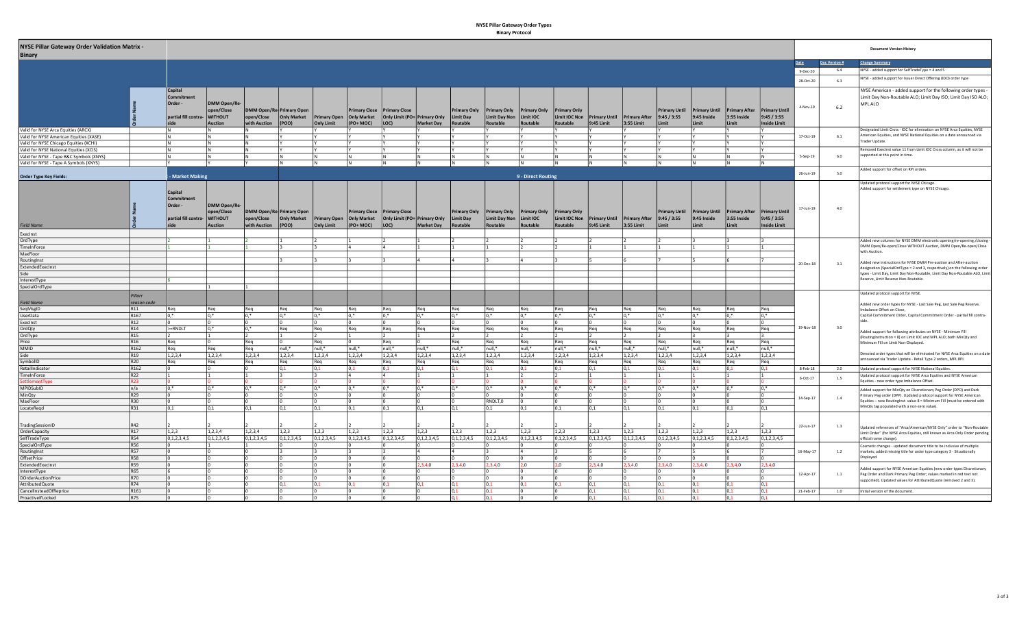# NYSE Pillar Gateway Order Validation Matrix - Binary

| Order Name | Capital Commitment Order - partial fill contra-side | DMM Open/Re-open/Close WITHOUT Auction | DMM Open/Re-open/Close with Auction | Primary Open Only Market (POO) | Primary Open Only Limit | Primary Close Only Market (PO+ MOC) | Primary Close Only Limit (PO+ LOC) | Primary Only Market Day | Primary Only Limit Day Routable | Primary Only Limit Day Non Routable | Primary Only Limit IOC Routable | Primary Only Limit IOC Non Routable | Primary Until 9:45 Limit | Primary After 3:55 Limit | Primary Until 9:45 / 3:55 Limit | Primary Until 9:45 Inside Limit | Primary After 3:55 Inside Limit | Primary Until 9:45 / 3:55 Inside Limit |
|---|---|---|---|---|---|---|---|---|---|---|---|---|---|---|---|---|---|---|
| Valid for NYSE Arca Equities (ARCX) | N | N | N | Y | Y | Y | Y | Y | Y | Y | Y | Y | Y | Y | Y | Y | Y | Y |
| Valid for NYSE American Equities (XASE) | N | N | N | Y | Y | Y | Y | Y | Y | Y | Y | Y | Y | Y | Y | Y | Y | Y |
| Valid for NYSE Chicago Equities (XCHI) | N | N | N | Y | Y | Y | Y | Y | Y | Y | Y | Y | Y | Y | Y | Y | Y | Y |
| Valid for NYSE National Equities (XCIS) | N | N | N | Y | Y | Y | Y | Y | Y | Y | Y | Y | Y | Y | Y | Y | Y | Y |
| Valid for NYSE - Tape B&C Symbols (XNYS) | N | N | N | N | N | N | N | N | N | N | N | N | N | N | N | N | N | N |
| Valid for NYSE - Tape A Symbols (XNYS) | Y | Y | Y | N | N | N | N | N | N | N | N | N | N | N | N | N | N | N |

| Order Type Key Fields: | - Market Making | | | 9 - Direct Routing | | | | | | | | | | | | | | |
|---|---|---|---|---|---|---|---|---|---|---|---|---|---|---|---|---|---|---|
| **Field Name** | **Capital Commitment Order - partial fill contra-side** | **DMM Open/Re-open/Close WITHOUT Auction** | **DMM Open/Re-open/Close with Auction** | **Primary Open Only Market (POO)** | **Primary Open Only Limit** | **Primary Close Only Market (PO+ MOC)** | **Primary Close Only Limit (PO+ LOC)** | **Primary Only Market Day** | **Primary Only Limit Day Routable** | **Primary Only Limit Day Non Routable** | **Primary Only Limit IOC Routable** | **Primary Only Limit IOC Non Routable** | **Primary Until 9:45 Limit** | **Primary After 3:55 Limit** | **Primary Until 9:45 / 3:55 Limit** | **Primary Until 9:45 Inside Limit** | **Primary After 3:55 Inside Limit** | **Primary Until 9:45 / 3:55 Inside Limit** |
| ExecInst | | | | | | | | | | | | | | | | | | |
| OrdType | 2 | 1 | 2 | 1 | 2 | 1 | 2 | 1 | 2 | 2 | 2 | 2 | 2 | 2 | 2 | 3 | 3 | 3 |
| TimeInForce | 1 | 1 | 1 | 3 | 3 | 4 | 4 | 1 | 1 | 1 | 2 | 2 | 1 | 1 | 1 | 1 | 1 | 1 |
| MaxFloor | | | | | | | | | | | | | | | | | | |
| RoutingInst | | | | 3 | 3 | 3 | 3 | 4 | 4 | 3 | 4 | 3 | 5 | 6 | 7 | 5 | 6 | 7 |
| ExtendedExecInst | | | | | | | | | | | | | | | | | | |
| Side | | | | | | | | | | | | | | | | | | |
| InterestType | 6 | | | | | | | | | | | | | | | | | |
| SpecialOrdType | | 1 | 1 | | | | | | | | | | | | | | | |

| Field Name | Pillar reason code | Capital Commitment Order - partial fill contra-side | DMM Open/Re-open/Close WITHOUT Auction | DMM Open/Re-open/Close with Auction | Primary Open Only Market (POO) | Primary Open Only Limit | Primary Close Only Market (PO+ MOC) | Primary Close Only Limit (PO+ LOC) | Primary Only Market Day | Primary Only Limit Day Routable | Primary Only Limit Day Non Routable | Primary Only Limit IOC Routable | Primary Only Limit IOC Non Routable | Primary Until 9:45 Limit | Primary After 3:55 Limit | Primary Until 9:45 / 3:55 Limit | Primary Until 9:45 Inside Limit | Primary After 3:55 Inside Limit | Primary Until 9:45 / 3:55 Inside Limit |
|---|---|---|---|---|---|---|---|---|---|---|---|---|---|---|---|---|---|---|---|
| SeqMsgID | R11 | Req | Req | Req | Req | Req | Req | Req | Req | Req | Req | Req | Req | Req | Req | Req | Req | Req | Req |
| UserData | R167 | 0,* | 0,* | 0,* | 0,* | 0,* | 0,* | 0,* | 0,* | 0,* | 0,* | 0,* | 0,* | 0,* | 0,* | 0,* | 0,* | 0,* | 0,* |
| ExecInst | R12 | 0 | 0 | 0 | 0 | 0 | 0 | 0 | 0 | 0 | 0 | 0 | 0 | 0 | 0 | 0 | 0 | 0 | 0 |
| OrdQty | R14 | >=RNDLT | 0,* | 0,* | Req | Req | Req | Req | Req | Req | Req | Req | Req | Req | Req | Req | Req | Req | Req |
| OrdType | R15 | 2 | 1 | 2 | 1 | 2 | 1 | 2 | 1 | 2 | 2 | 2 | 2 | 2 | 2 | 2 | 3 | 3 | 3 |
| Price | R16 | Req | 0 | Req | 0 | Req | 0 | Req | 0 | Req | Req | Req | Req | Req | Req | Req | Req | Req | Req |
| MMID | R162 | Req | Req | Req | null,* | null,* | null,* | null,* | null,* | null,* | null,* | null,* | null,* | null,* | null,* | null,* | null,* | null,* | null,* |
| Side | R19 | 1,2,3,4 | 1,2,3,4 | 1,2,3,4 | 1,2,3,4 | 1,2,3,4 | 1,2,3,4 | 1,2,3,4 | 1,2,3,4 | 1,2,3,4 | 1,2,3,4 | 1,2,3,4 | 1,2,3,4 | 1,2,3,4 | 1,2,3,4 | 1,2,3,4 | 1,2,3,4 | 1,2,3,4 | 1,2,3,4 |
| SymbolID | R20 | Req | Req | Req | Req | Req | Req | Req | Req | Req | Req | Req | Req | Req | Req | Req | Req | Req | Req |
| RetailIndicator | R162 | 0 | 0 | 0 | 0,1 | 0,1 | 0,1 | 0,1 | 0,1 | 0,1 | 0,1 | 0,1 | 0,1 | 0,1 | 0,1 | 0,1 | 0,1 | 0,1 | 0,1 |
| TimeInForce | R22 | 1 | 1 | 1 | 3 | 3 | 4 | 4 | 1 | 1 | 1 | 2 | 2 | 1 | 1 | 1 | 1 | 1 | 1 |
| SettlementType | R23 | 0 | 0 | 0 | 0 | 0 | 0 | 0 | 0 | 0 | 0 | 0 | 0 | 0 | 0 | 0 | 0 | 0 | 0 |
| MPIDSubID | n/a | 0,* | 0,* | 0,* | 0,* | 0,* | 0,* | 0,* | 0,* | 0,* | 0,* | 0,* | 0,* | 0,* | 0,* | 0,* | 0,* | 0,* | 0,* |
| MinQty | R29 | 0 | 0 | 0 | 0 | 0 | 0 | 0 | 0 | 0 | 0 | 0 | 0 | 0 | 0 | 0 | 0 | 0 | 0 |
| MaxFloor | R30 | 0 | 0 | 0 | 0 | 0 | 0 | 0 | 0 | 0 | RNDLT,0 | 0 | 0 | 0 | 0 | 0 | 0 | 0 | 0 |
| LocateReqd | R31 | 0,1 | 0,1 | 0,1 | 0,1 | 0,1 | 0,1 | 0,1 | 0,1 | 0,1 | 0,1 | 0,1 | 0,1 | 0,1 | 0,1 | 0,1 | 0,1 | 0,1 | 0,1 |
| TradingSessionID | R42 | 2 | 2 | 2 | 2 | 2 | 2 | 2 | 2 | 2 | 2 | 2 | 2 | 2 | 2 | 2 | 2 | 2 | 2 |
| OrderCapacity | R17 | 1,2,3 | 1,2,3,4 | 1,2,3,4 | 1,2,3 | 1,2,3 | 1,2,3 | 1,2,3 | 1,2,3 | 1,2,3 | 1,2,3 | 1,2,3 | 1,2,3 | 1,2,3 | 1,2,3 | 1,2,3 | 1,2,3 | 1,2,3 | 1,2,3 |
| SelfTradeType | R54 | 0,1,2,3,4,5 | 0,1,2,3,4,5 | 0,1,2,3,4,5 | 0,1,2,3,4,5 | 0,1,2,3,4,5 | 0,1,2,3,4,5 | 0,1,2,3,4,5 | 0,1,2,3,4,5 | 0,1,2,3,4,5 | 0,1,2,3,4,5 | 0,1,2,3,4,5 | 0,1,2,3,4,5 | 0,1,2,3,4,5 | 0,1,2,3,4,5 | 0,1,2,3,4,5 | 0,1,2,3,4,5 | 0,1,2,3,4,5 | 0,1,2,3,4,5 |
| SpecialOrdType | R56 | 0 | 1 | 1 | 0 | 0 | 0 | 0 | 0 | 0 | 0 | 0 | 0 | 0 | 0 | 0 | 0 | 0 | 0 |
| RoutingInst | R57 | 0 | 0 | 0 | 3 | 3 | 3 | 3 | 4 | 4 | 3 | 4 | 3 | 5 | 6 | 7 | 5 | 6 | 7 |
| OffsetPrice | R58 | 0 | 0 | 0 | 0 | 0 | 0 | 0 | 0 | 0 | 0 | 0 | 0 | 0 | 0 | 0 | 0 | 0 | 0 |
| ExtendedExecInst | R59 | 0 | 0 | 0 | 0 | 0 | 0 | 0 | 2,3,4,0 | 2,3,4,0 | 2,3,4,0 | 2,0 | 2,0 | 2,3,4,0 | 2,3,4,0 | 2,3,4,0 | 2,3,4, 0 | 2,3,4,0 | 2,3,4,0 |
| InterestType | R65 | 6 | 0 | 0 | 0 | 0 | 0 | 0 | 0 | 0 | 0 | 0 | 0 | 0 | 0 | 0 | 0 | 0 | 0 |
| DOrderAuctionPrice | R70 | 0 | 0 | 0 | 0 | 0 | 0 | 0 | 0 | 0 | 0 | 0 | 0 | 0 | 0 | 0 | 0 | 0 | 0 |
| AttributedQuote | R74 | 0 | 0 | 0 | 0,1 | 0,1 | 0,1 | 0,1 | 0,1 | 0,1 | 0,1 | 0,1 | 0,1 | 0,1 | 0,1 | 0,1 | 0,1 | 0,1 | 0,1 |
| CancelInsteadOfReprice | R161 | 0 | 0 | 0 | 0 | 0 | 0 | 0 | 0 | 0,1 | 0,1 | 0 | 0 | 0,1 | 0,1 | 0,1 | 0,1 | 0,1 | 0,1 |
| ProactiveIfLocked | R75 | 0 | 0 | 0 | 0 | 0 | 0 | 0 | 0 | 0,1 | 0,1 | 0 | 0 | 0,1 | 0,1 | 0,1 | 0,1 | 0,1 | 0,1 |

## Document Version History

| Date | Doc Version # | Change Summary |
|---|---|---|
| 9-Dec-20 | 6.4 | NYSE - added support for SelfTradeType = 4 and 5 |
| 28-Oct-20 | 6.3 | NYSE - added support for Issuer Direct Offering (IDO) order type |
| 4-Nov-19 | 6.2 | NYSE American - added support for the following order types - Limit Day Non-Routable ALO; Limit Day ISO; Limit Day ISO ALO; MPL ALO |
| 17-Oct-19 | 6.1 | Designated Limit Cross - IOC for elimination on NYSE Arca Equities, NYSE American Equities, and NYSE National Equities on a date announced via Trader Update. |
| 5-Sep-19 | 6.0 | Removed ExecInst value 11 from Limit IOC Cross column, as it will not be supported at this point in time. |
| 26-Jun-19 | 5.0 | Added support for offset on RPI orders. |
| 17-Jun-19 | 4.0 | Updated protocol support for NYSE Chicago. Added support for settlement type on NYSE Chicago. |
| 20-Dec-18 | 3.1 | Added new columns for NYSE DMM electronic opening/re-opening /closing - DMM Open/Re-open/Close WITHOUT Auction, DMM Open/Re-open/Close with Auction. Added new instructions for NYSE DMM Pre-auction and After-auction designation (SpecialOrdType = 2 and 3, respectively) on the following order types - Limit Day, Limit Day Non-Routable, Limit Day Non-Routable ALO, Limit Reserve, Limit Reserve Non-Routable. |
| 19-Nov-18 | 3.0 | Updated protocol support for NYSE. Added new order types for NYSE - Last Sale Peg, Last Sale Peg Reserve, Imbalance Offset on Close, Capital Commitment Order, Capital Commitment Order - partial fill contra-side. Added support for following attributes on NYSE - Minimum Fill (RoutingInstruction = 8) on Limit IOC and MPL ALO; both MinQty and Minimum Fill on Limit Non-Displayed. Denoted order types that will be eliminated for NYSE Arca Equities on a date announced via Trader Update - Retail Type 2 orders, MPL RPI. |
| 8-Feb-18 | 2.0 | Updated protocol support for NYSE National Equities. |
| 6-Oct-17 | 1.5 | Updated protocol support for NYSE Arca Equities and NYSE American Equities - new order type Imbalance Offset. |
| 14-Sep-17 | 1.4 | Added support for MinQty on Discretionary Peg Order (DPO) and Dark Primary Peg order (DPP). Updated protocol support for NYSE American Equities – new RoutingInst value 8 = Minimum Fill (must be entered with MinQty tag populated with a non-zero value). |
| 22-Jun-17 | 1.3 | Updated references of "Arca/American/NYSE Only" order to "Non-Routable Limit Order" (for NYSE Arca Equities, still known as Arca Only Order pending official name change). |
| 16-May-17 | 1.2 | Cosmetic changes - updated document title to be inclusive of multiple markets; added missing title for order type category 3 - Situationally Displayed. |
| 12-Apr-17 | 1.1 | Added support for NYSE American Equities (new order types Discretionary Peg Order and Dark Primary Peg Order; values marked in red text not supported). Updated values for AttributedQuote (removed 2 and 3). |
| 21-Feb-17 | 1.0 | Initial version of the document. |